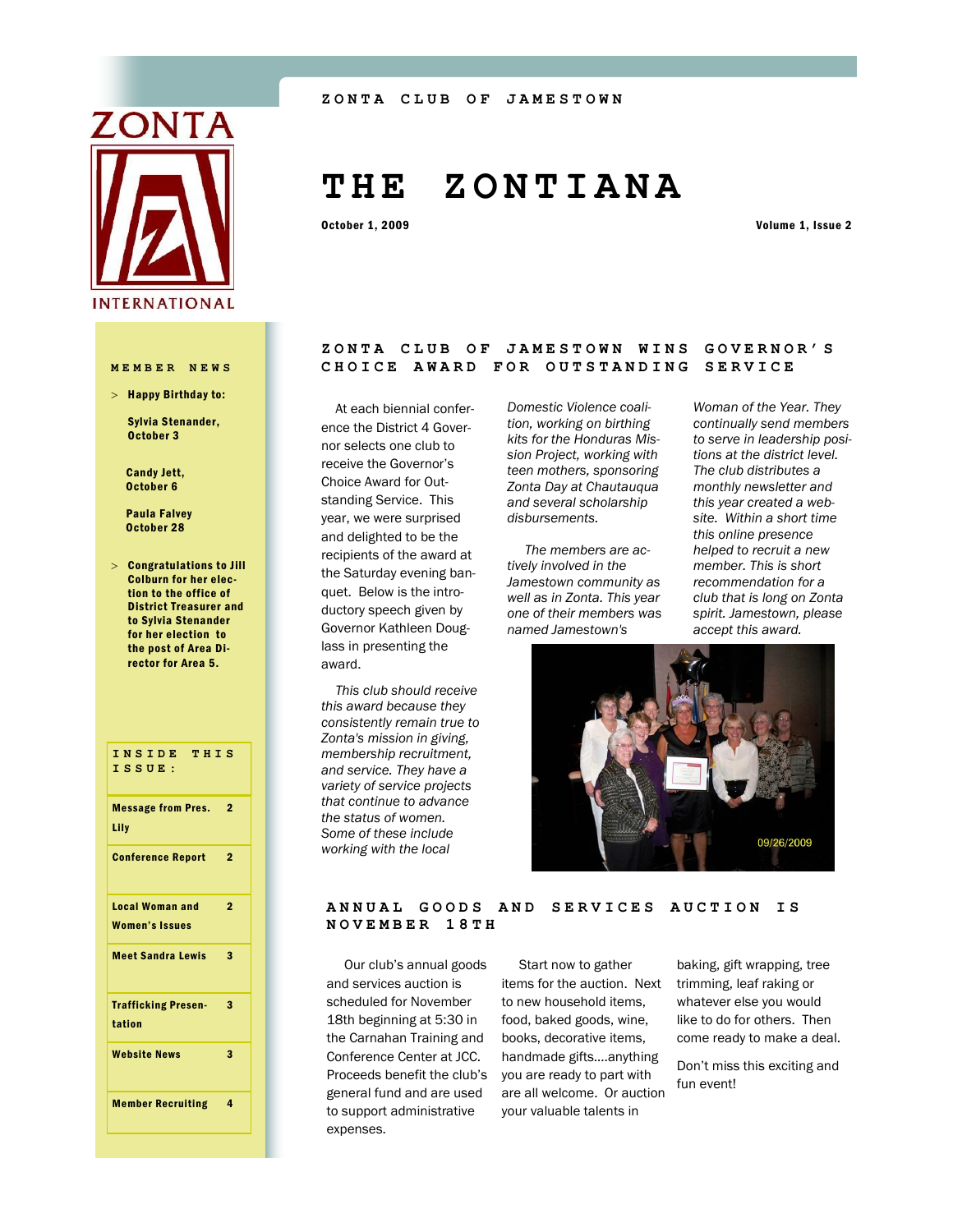ZONTA CLUB OF JAMESTOWN

# THE ZONTIANA

October 1, 2009 Volume 1, Issue 2

## ZONTA CLUB OF JAMESTOWN WINS GOVERNOR'S CHOICE AWARD FOR OUTSTANDING SERVICE

At each biennial conference the District 4 Governor selects one club to receive the Governor's Choice Award for Outstanding Service. This year, we were surprised and delighted to be the recipients of the award at the Saturday evening banquet. Below is the introductory speech given by Governor Kathleen Douglass in presenting the award.

*This club should receive this award because they consistently remain true to Zonta's mission in giving, membership recruitment, and service. They have a variety of service projects that continue to advance the status of women. Some of these include working with the local Domestic Violence coalition, working on birthing kits for the Honduras Mission Project, working with teen mothers, sponsoring Zonta Day at Chautauqua and several scholarship disbursements.*

*The members are actively involved in the Jamestown community as well as in Zonta. This year one of their members was named Jamestown's Woman of the Year. They continually send members to serve in leadership positions at the district level. The club distributes a monthly newsletter and this year created a website. Within a short time this online presence helped to recruit a new member. This is short recommendation for a club that is long on Zonta spirit. Jamestown, please accept this award.*

09/26/2009

## ANNUAL GOODS AND SERVICES AUCTION IS NOVEMBER 18TH

Our club's annual goods and services auction is scheduled for November 18th beginning at 5:30 in the Carnahan Training and Conference Center at JCC. Proceeds benefit the club's general fund and are used to support administrative expenses.

Start now to gather items for the auction. Next to new household items, food, baked goods, wine, books, decorative items, handmade gifts....anything you are ready to part with are all welcome. Or auction your valuable talents in baking, gift wrapping, tree trimming, leaf raking or whatever else you would like to do for others. Then come ready to make a deal.

Don't miss this exciting and fun event!

### MEMBER NEWS

- **Happy Birthday to:**

  **Sylvia Stenander, October 3**

  **Candy Jett, October 6**

  **Paula Falvey October 28**

- **Congratulations to Jill Colburn for her election to the office of District Treasurer and to Sylvia Stenander for her election to the post of Area Director for Area 5.**

### INSIDE THIS ISSUE:

| Article | Page |
|---|---|
| Message from Pres. Lily | 2 |
| Conference Report | 2 |
| Local Woman and Women's Issues | 2 |
| Meet Sandra Lewis | 3 |
| Trafficking Presentation | 3 |
| Website News | 3 |
| Member Recruiting | 4 |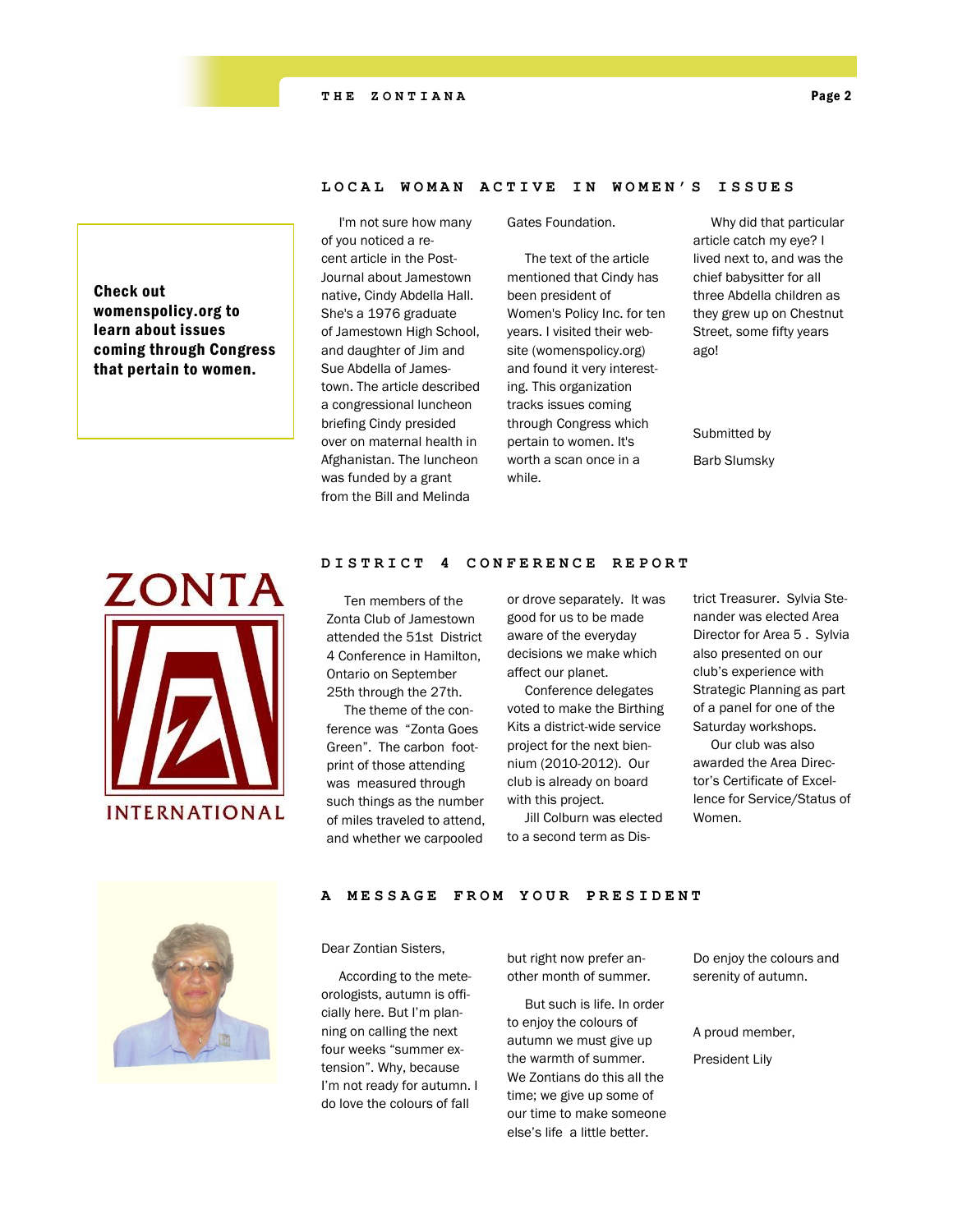## LOCAL WOMAN ACTIVE IN WOMEN'S ISSUES

**Check out womenspolicy.org to learn about issues coming through Congress that pertain to women.**

I'm not sure how many of you noticed a recent article in the Post-Journal about Jamestown native, Cindy Abdella Hall. She's a 1976 graduate of Jamestown High School, and daughter of Jim and Sue Abdella of Jamestown. The article described a congressional luncheon briefing Cindy presided over on maternal health in Afghanistan. The luncheon was funded by a grant from the Bill and Melinda Gates Foundation.

The text of the article mentioned that Cindy has been president of Women's Policy Inc. for ten years. I visited their website (womenspolicy.org) and found it very interesting. This organization tracks issues coming through Congress which pertain to women. It's worth a scan once in a while.

Why did that particular article catch my eye? I lived next to, and was the chief babysitter for all three Abdella children as they grew up on Chestnut Street, some fifty years ago!

Submitted by

Barb Slumsky

## DISTRICT 4 CONFERENCE REPORT

Ten members of the Zonta Club of Jamestown attended the 51st District 4 Conference in Hamilton, Ontario on September 25th through the 27th.

The theme of the conference was "Zonta Goes Green". The carbon footprint of those attending was measured through such things as the number of miles traveled to attend, and whether we carpooled or drove separately. It was good for us to be made aware of the everyday decisions we make which affect our planet.

Conference delegates voted to make the Birthing Kits a district-wide service project for the next biennium (2010-2012). Our club is already on board with this project.

Jill Colburn was elected to a second term as District Treasurer. Sylvia Stenander was elected Area Director for Area 5 . Sylvia also presented on our club's experience with Strategic Planning as part of a panel for one of the Saturday workshops.

Our club was also awarded the Area Director's Certificate of Excellence for Service/Status of Women.

## A MESSAGE FROM YOUR PRESIDENT

Dear Zontian Sisters,

According to the meteorologists, autumn is officially here. But I'm planning on calling the next four weeks "summer extension". Why, because I'm not ready for autumn. I do love the colours of fall but right now prefer another month of summer.

But such is life. In order to enjoy the colours of autumn we must give up the warmth of summer. We Zontians do this all the time; we give up some of our time to make someone else's life a little better.

Do enjoy the colours and serenity of autumn.

A proud member,

President Lily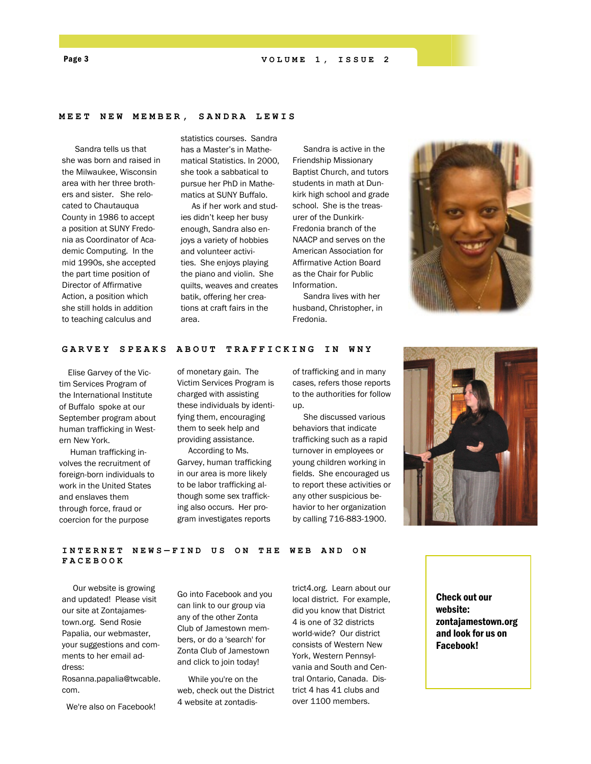## MEET NEW MEMBER, SANDRA LEWIS

Sandra tells us that she was born and raised in the Milwaukee, Wisconsin area with her three brothers and sister. She relocated to Chautauqua County in 1986 to accept a position at SUNY Fredonia as Coordinator of Academic Computing. In the mid 1990s, she accepted the part time position of Director of Affirmative Action, a position which she still holds in addition to teaching calculus and statistics courses. Sandra has a Master's in Mathematical Statistics. In 2000, she took a sabbatical to pursue her PhD in Mathematics at SUNY Buffalo.

As if her work and studies didn't keep her busy enough, Sandra also enjoys a variety of hobbies and volunteer activities. She enjoys playing the piano and violin. She quilts, weaves and creates batik, offering her creations at craft fairs in the area.

Sandra is active in the Friendship Missionary Baptist Church, and tutors students in math at Dunkirk high school and grade school. She is the treasurer of the Dunkirk-Fredonia branch of the NAACP and serves on the American Association for Affirmative Action Board as the Chair for Public Information.

Sandra lives with her husband, Christopher, in Fredonia.

## GARVEY SPEAKS ABOUT TRAFFICKING IN WNY

Elise Garvey of the Victim Services Program of the International Institute of Buffalo spoke at our September program about human trafficking in Western New York.

Human trafficking involves the recruitment of foreign-born individuals to work in the United States and enslaves them through force, fraud or coercion for the purpose of monetary gain. The Victim Services Program is charged with assisting these individuals by identifying them, encouraging them to seek help and providing assistance.

According to Ms. Garvey, human trafficking in our area is more likely to be labor trafficking although some sex trafficking also occurs. Her program investigates reports of trafficking and in many cases, refers those reports to the authorities for follow up.

She discussed various behaviors that indicate trafficking such as a rapid turnover in employees or young children working in fields. She encouraged us to report these activities or any other suspicious behavior to her organization by calling 716-883-1900.

## INTERNET NEWS—FIND US ON THE WEB AND ON FACEBOOK

Our website is growing and updated! Please visit our site at Zontajamestown.org. Send Rosie Papalia, our webmaster, your suggestions and comments to her email address: Rosanna.papalia@twcable.com.

We're also on Facebook! Go into Facebook and you can link to our group via any of the other Zonta Club of Jamestown members, or do a 'search' for Zonta Club of Jamestown and click to join today!

While you're on the web, check out the District 4 website at zontadistrict4.org. Learn about our local district. For example, did you know that District 4 is one of 32 districts world-wide? Our district consists of Western New York, Western Pennsylvania and South and Central Ontario, Canada. District 4 has 41 clubs and over 1100 members.

**Check out our website: zontajamestown.org and look for us on Facebook!**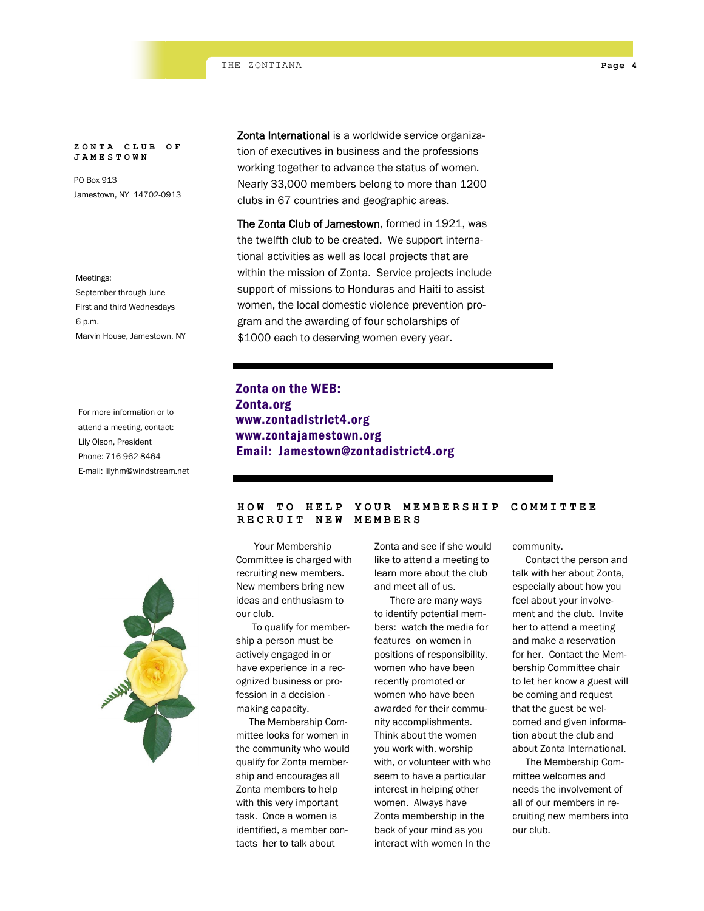## ZONTA CLUB OF JAMESTOWN

PO Box 913
Jamestown, NY 14702-0913

Meetings:
September through June
First and third Wednesdays
6 p.m.
Marvin House, Jamestown, NY

For more information or to attend a meeting, contact:
Lily Olson, President
Phone: 716-962-8464
E-mail: lilyhm@windstream.net

**Zonta International** is a worldwide service organization of executives in business and the professions working together to advance the status of women. Nearly 33,000 members belong to more than 1200 clubs in 67 countries and geographic areas.

**The Zonta Club of Jamestown**, formed in 1921, was the twelfth club to be created. We support international activities as well as local projects that are within the mission of Zonta. Service projects include support of missions to Honduras and Haiti to assist women, the local domestic violence prevention program and the awarding of four scholarships of $1000 each to deserving women every year.

**Zonta on the WEB:**
**Zonta.org**
**www.zontadistrict4.org**
**www.zontajamestown.org**
**Email: Jamestown@zontadistrict4.org**

## HOW TO HELP YOUR MEMBERSHIP COMMITTEE RECRUIT NEW MEMBERS

Your Membership Committee is charged with recruiting new members. New members bring new ideas and enthusiasm to our club.

To qualify for membership a person must be actively engaged in or have experience in a recognized business or profession in a decision - making capacity.

The Membership Committee looks for women in the community who would qualify for Zonta membership and encourages all Zonta members to help with this very important task. Once a women is identified, a member contacts her to talk about Zonta and see if she would like to attend a meeting to learn more about the club and meet all of us.

There are many ways to identify potential members: watch the media for features on women in positions of responsibility, women who have been recently promoted or women who have been awarded for their community accomplishments. Think about the women you work with, worship with, or volunteer with who seem to have a particular interest in helping other women. Always have Zonta membership in the back of your mind as you interact with women In the community.

Contact the person and talk with her about Zonta, especially about how you feel about your involvement and the club. Invite her to attend a meeting and make a reservation for her. Contact the Membership Committee chair to let her know a guest will be coming and request that the guest be welcomed and given information about the club and about Zonta International.

The Membership Committee welcomes and needs the involvement of all of our members in recruiting new members into our club.